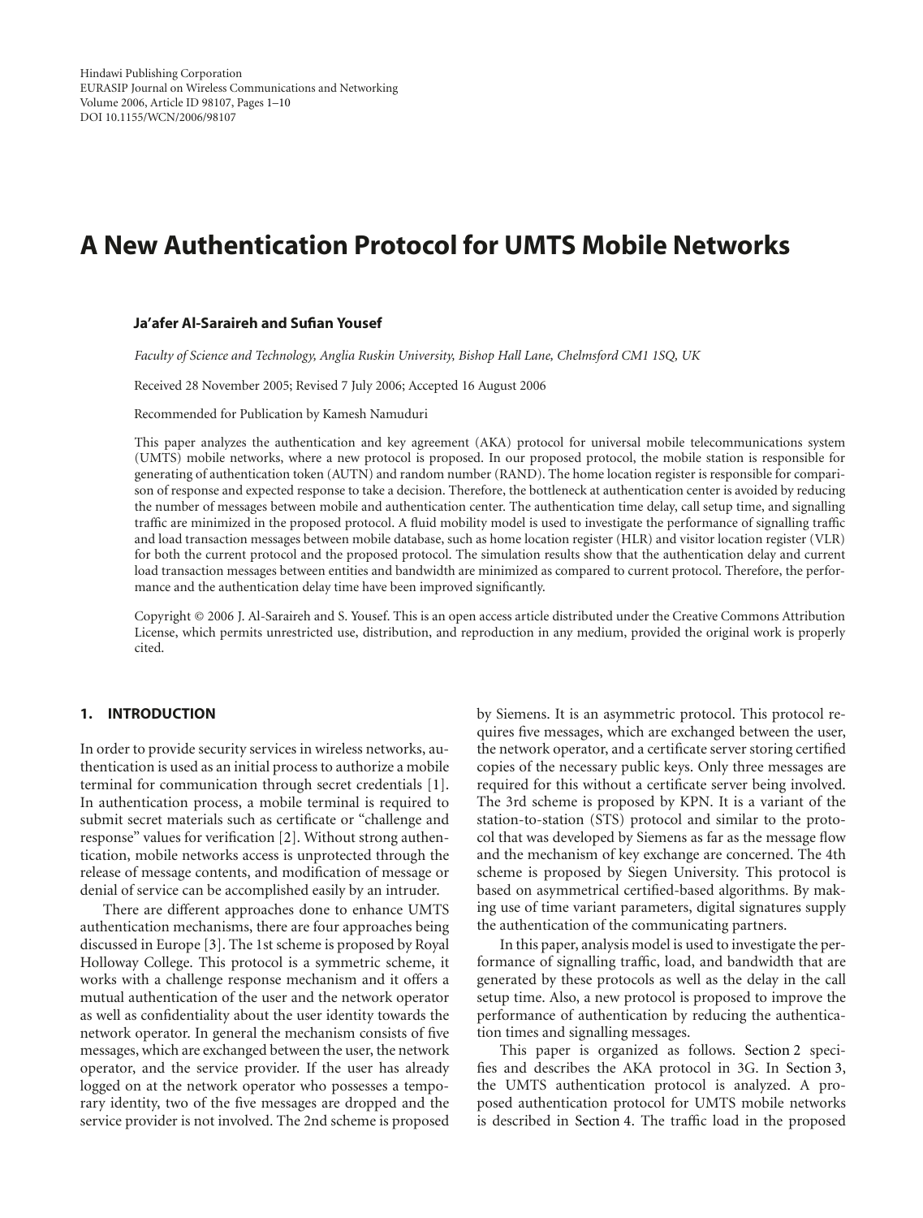Hindawi Publishing Corporation
EURASIP Journal on Wireless Communications and Networking
Volume 2006, Article ID 98107, Pages 1–10
DOI 10.1155/WCN/2006/98107

# A New Authentication Protocol for UMTS Mobile Networks

**Ja'afer Al-Saraireh and Sufian Yousef**

*Faculty of Science and Technology, Anglia Ruskin University, Bishop Hall Lane, Chelmsford CM1 1SQ, UK*

Received 28 November 2005; Revised 7 July 2006; Accepted 16 August 2006

Recommended for Publication by Kamesh Namuduri

This paper analyzes the authentication and key agreement (AKA) protocol for universal mobile telecommunications system (UMTS) mobile networks, where a new protocol is proposed. In our proposed protocol, the mobile station is responsible for generating of authentication token (AUTN) and random number (RAND). The home location register is responsible for comparison of response and expected response to take a decision. Therefore, the bottleneck at authentication center is avoided by reducing the number of messages between mobile and authentication center. The authentication time delay, call setup time, and signalling traffic are minimized in the proposed protocol. A fluid mobility model is used to investigate the performance of signalling traffic and load transaction messages between mobile database, such as home location register (HLR) and visitor location register (VLR) for both the current protocol and the proposed protocol. The simulation results show that the authentication delay and current load transaction messages between entities and bandwidth are minimized as compared to current protocol. Therefore, the performance and the authentication delay time have been improved significantly.

Copyright © 2006 J. Al-Saraireh and S. Yousef. This is an open access article distributed under the Creative Commons Attribution License, which permits unrestricted use, distribution, and reproduction in any medium, provided the original work is properly cited.

## 1. INTRODUCTION

In order to provide security services in wireless networks, authentication is used as an initial process to authorize a mobile terminal for communication through secret credentials [1]. In authentication process, a mobile terminal is required to submit secret materials such as certificate or "challenge and response" values for verification [2]. Without strong authentication, mobile networks access is unprotected through the release of message contents, and modification of message or denial of service can be accomplished easily by an intruder.

There are different approaches done to enhance UMTS authentication mechanisms, there are four approaches being discussed in Europe [3]. The 1st scheme is proposed by Royal Holloway College. This protocol is a symmetric scheme, it works with a challenge response mechanism and it offers a mutual authentication of the user and the network operator as well as confidentiality about the user identity towards the network operator. In general the mechanism consists of five messages, which are exchanged between the user, the network operator, and the service provider. If the user has already logged on at the network operator who possesses a temporary identity, two of the five messages are dropped and the service provider is not involved. The 2nd scheme is proposed by Siemens. It is an asymmetric protocol. This protocol requires five messages, which are exchanged between the user, the network operator, and a certificate server storing certified copies of the necessary public keys. Only three messages are required for this without a certificate server being involved. The 3rd scheme is proposed by KPN. It is a variant of the station-to-station (STS) protocol and similar to the protocol that was developed by Siemens as far as the message flow and the mechanism of key exchange are concerned. The 4th scheme is proposed by Siegen University. This protocol is based on asymmetrical certified-based algorithms. By making use of time variant parameters, digital signatures supply the authentication of the communicating partners.

In this paper, analysis model is used to investigate the performance of signalling traffic, load, and bandwidth that are generated by these protocols as well as the delay in the call setup time. Also, a new protocol is proposed to improve the performance of authentication by reducing the authentication times and signalling messages.

This paper is organized as follows. Section 2 specifies and describes the AKA protocol in 3G. In Section 3, the UMTS authentication protocol is analyzed. A proposed authentication protocol for UMTS mobile networks is described in Section 4. The traffic load in the proposed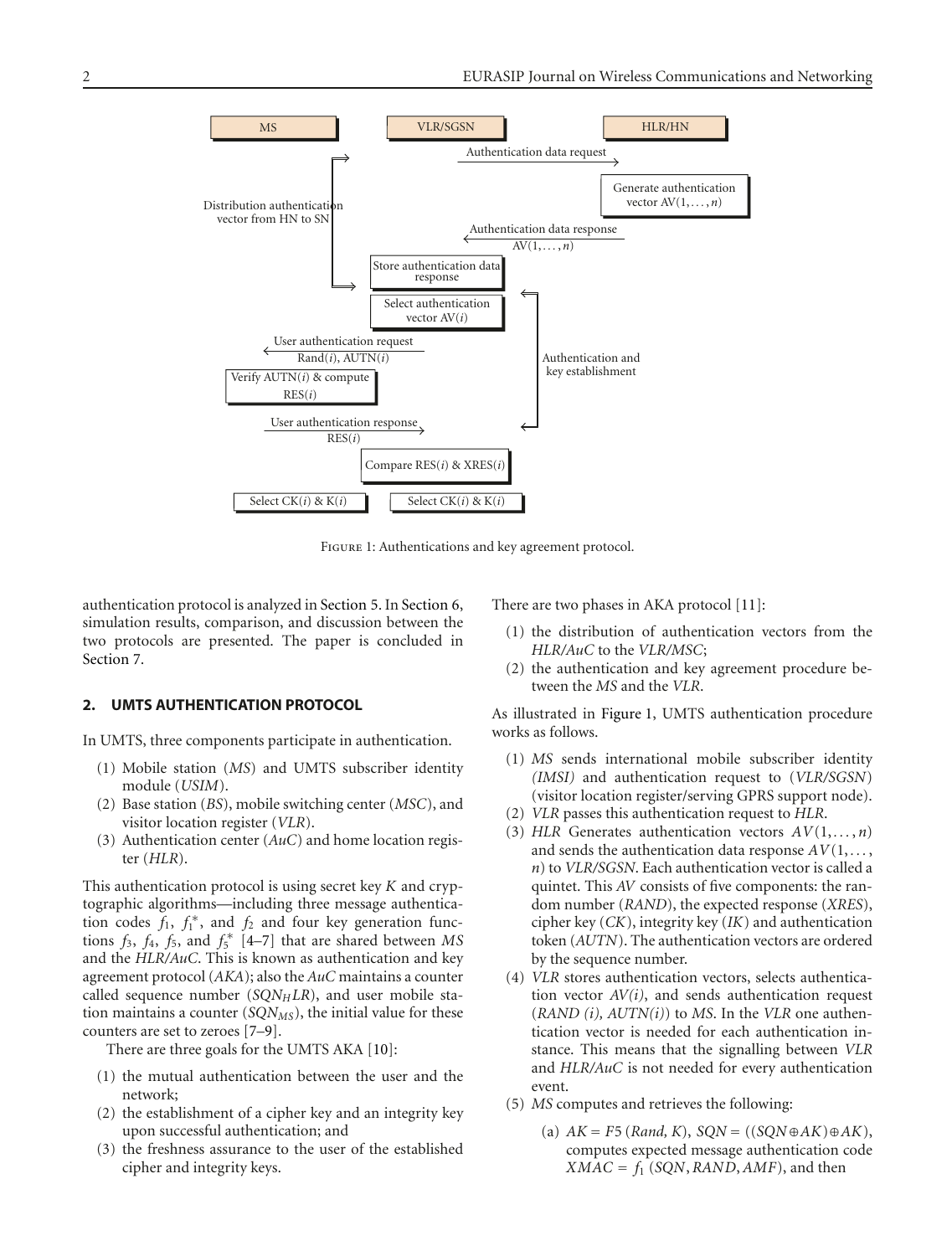Figure 1: Authentications and key agreement protocol.

authentication protocol is analyzed in Section 5. In Section 6, simulation results, comparison, and discussion between the two protocols are presented. The paper is concluded in Section 7.

## 2. UMTS AUTHENTICATION PROTOCOL

In UMTS, three components participate in authentication.

(1) Mobile station (*MS*) and UMTS subscriber identity module (*USIM*).
(2) Base station (*BS*), mobile switching center (*MSC*), and visitor location register (*VLR*).
(3) Authentication center (*AuC*) and home location register (*HLR*).

This authentication protocol is using secret key $K$ and cryptographic algorithms—including three message authentication codes $f_1$, $f_1^*$, and $f_2$ and four key generation functions $f_3$, $f_4$, $f_5$, and $f_5^*$ [4–7] that are shared between *MS* and the *HLR/AuC*. This is known as authentication and key agreement protocol (*AKA*); also the *AuC* maintains a counter called sequence number ($SQN_HLR$), and user mobile station maintains a counter ($SQN_{MS}$), the initial value for these counters are set to zeroes [7–9].

There are three goals for the UMTS AKA [10]:

(1) the mutual authentication between the user and the network;
(2) the establishment of a cipher key and an integrity key upon successful authentication; and
(3) the freshness assurance to the user of the established cipher and integrity keys.

There are two phases in AKA protocol [11]:

(1) the distribution of authentication vectors from the *HLR/AuC* to the *VLR/MSC*;
(2) the authentication and key agreement procedure between the *MS* and the *VLR*.

As illustrated in Figure 1, UMTS authentication procedure works as follows.

(1) *MS* sends international mobile subscriber identity *(IMSI)* and authentication request to (*VLR/SGSN*) (visitor location register/serving GPRS support node).
(2) *VLR* passes this authentication request to *HLR*.
(3) *HLR* Generates authentication vectors $AV(1,\ldots,n)$ and sends the authentication data response $AV(1,\ldots, n)$ to *VLR/SGSN*. Each authentication vector is called a quintet. This *AV* consists of five components: the random number (*RAND*), the expected response (*XRES*), cipher key (*CK*), integrity key (*IK*) and authentication token (*AUTN*). The authentication vectors are ordered by the sequence number.
(4) *VLR* stores authentication vectors, selects authentication vector *AV(i)*, and sends authentication request (*RAND (i), AUTN(i)*) to *MS*. In the *VLR* one authentication vector is needed for each authentication instance. This means that the signalling between *VLR* and *HLR/AuC* is not needed for every authentication event.
(5) *MS* computes and retrieves the following:
   (a) $AK = F5\,(Rand, K)$, $SQN = ((SQN \oplus AK) \oplus AK)$, computes expected message authentication code $XMAC = f_1\,(SQN, RAND, AMF)$, and then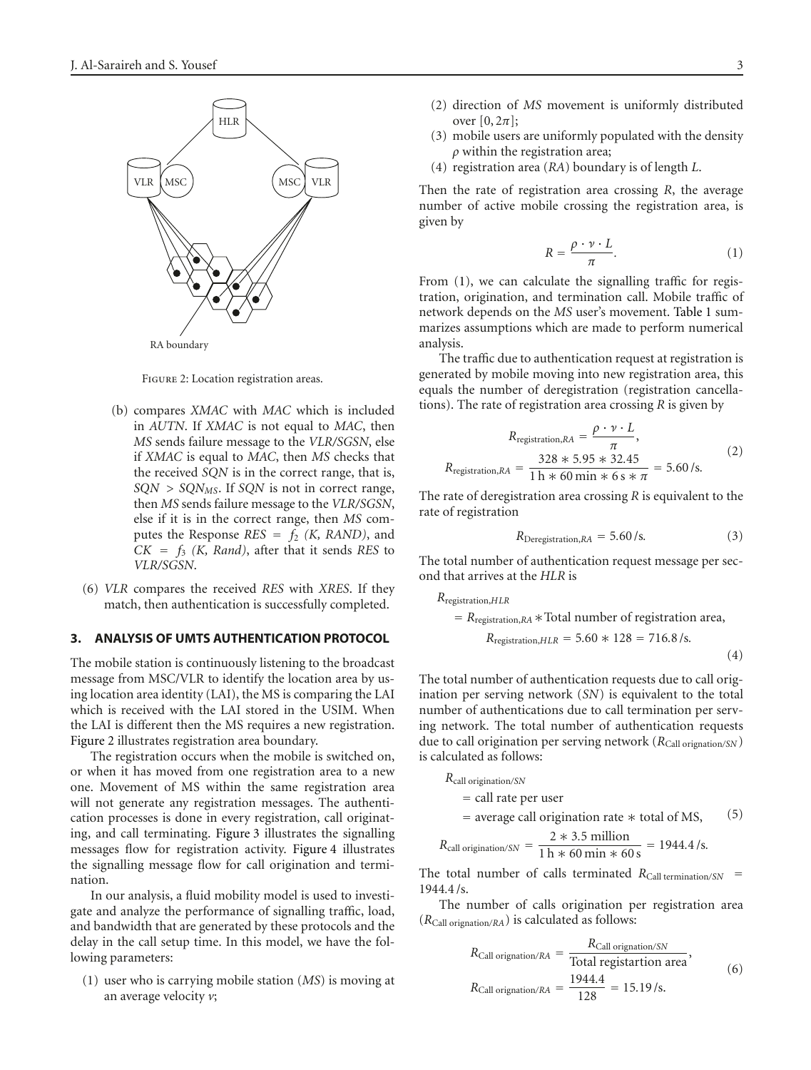Figure 2: Location registration areas.

(b) compares *XMAC* with *MAC* which is included in *AUTN*. If *XMAC* is not equal to *MAC*, then *MS* sends failure message to the *VLR/SGSN*, else if *XMAC* is equal to *MAC*, then *MS* checks that the received *SQN* is in the correct range, that is, $SQN > SQN_{MS}$. If *SQN* is not in correct range, then *MS* sends failure message to the *VLR/SGSN*, else if it is in the correct range, then *MS* computes the Response $RES = f_2$ *(K, RAND)*, and $CK = f_3$ *(K, Rand)*, after that it sends *RES* to *VLR/SGSN*.

(6) *VLR* compares the received *RES* with *XRES*. If they match, then authentication is successfully completed.

## 3. ANALYSIS OF UMTS AUTHENTICATION PROTOCOL

The mobile station is continuously listening to the broadcast message from MSC/VLR to identify the location area by using location area identity (LAI), the MS is comparing the LAI which is received with the LAI stored in the USIM. When the LAI is different then the MS requires a new registration. Figure 2 illustrates registration area boundary.

The registration occurs when the mobile is switched on, or when it has moved from one registration area to a new one. Movement of MS within the same registration area will not generate any registration messages. The authentication processes is done in every registration, call originating, and call terminating. Figure 3 illustrates the signalling messages flow for registration activity. Figure 4 illustrates the signalling message flow for call origination and termination.

In our analysis, a fluid mobility model is used to investigate and analyze the performance of signalling traffic, load, and bandwidth that are generated by these protocols and the delay in the call setup time. In this model, we have the following parameters:

(1) user who is carrying mobile station (*MS*) is moving at an average velocity $v$;

(2) direction of *MS* movement is uniformly distributed over $[0, 2\pi]$;

(3) mobile users are uniformly populated with the density $\rho$ within the registration area;

(4) registration area (*RA*) boundary is of length $L$.

Then the rate of registration area crossing $R$, the average number of active mobile crossing the registration area, is given by

$$R = \frac{\rho \cdot v \cdot L}{\pi}. \tag{1}$$

From (1), we can calculate the signalling traffic for registration, origination, and termination call. Mobile traffic of network depends on the *MS* user's movement. Table 1 summarizes assumptions which are made to perform numerical analysis.

The traffic due to authentication request at registration is generated by mobile moving into new registration area, this equals the number of deregistration (registration cancellations). The rate of registration area crossing $R$ is given by

$$R_{\text{registration},RA} = \frac{\rho \cdot v \cdot L}{\pi},$$
$$R_{\text{registration},RA} = \frac{328 * 5.95 * 32.45}{1\,\text{h} * 60\,\text{min} * 6\,\text{s} * \pi} = 5.60\,/\text{s}. \tag{2}$$

The rate of deregistration area crossing $R$ is equivalent to the rate of registration

$$R_{\text{Deregistration},RA} = 5.60\,/\text{s}. \tag{3}$$

The total number of authentication request message per second that arrives at the *HLR* is

$$R_{\text{registration},HLR} = R_{\text{registration},RA} * \text{Total number of registration area},$$
$$R_{\text{registration},HLR} = 5.60 * 128 = 716.8\,/\text{s}. \tag{4}$$

The total number of authentication requests due to call origination per serving network (*SN*) is equivalent to the total number of authentications due to call termination per serving network. The total number of authentication requests due to call origination per serving network ($R_{\text{Call orignation}/SN}$) is calculated as follows:

$$R_{\text{call origination}/SN} = \text{call rate per user}$$
$$= \text{average call origination rate} * \text{total of MS}, \tag{5}$$
$$R_{\text{call origination}/SN} = \frac{2 * 3.5\ \text{million}}{1\,\text{h} * 60\,\text{min} * 60\,\text{s}} = 1944.4\,/\text{s}.$$

The total number of calls terminated $R_{\text{Call termination}/SN} = 1944.4\,/\text{s}$.

The number of calls origination per registration area ($R_{\text{Call orignation}/RA}$) is calculated as follows:

$$R_{\text{Call orignation}/RA} = \frac{R_{\text{Call orignation}/SN}}{\text{Total registartion area}},$$
$$R_{\text{Call orignation}/RA} = \frac{1944.4}{128} = 15.19\,/\text{s}. \tag{6}$$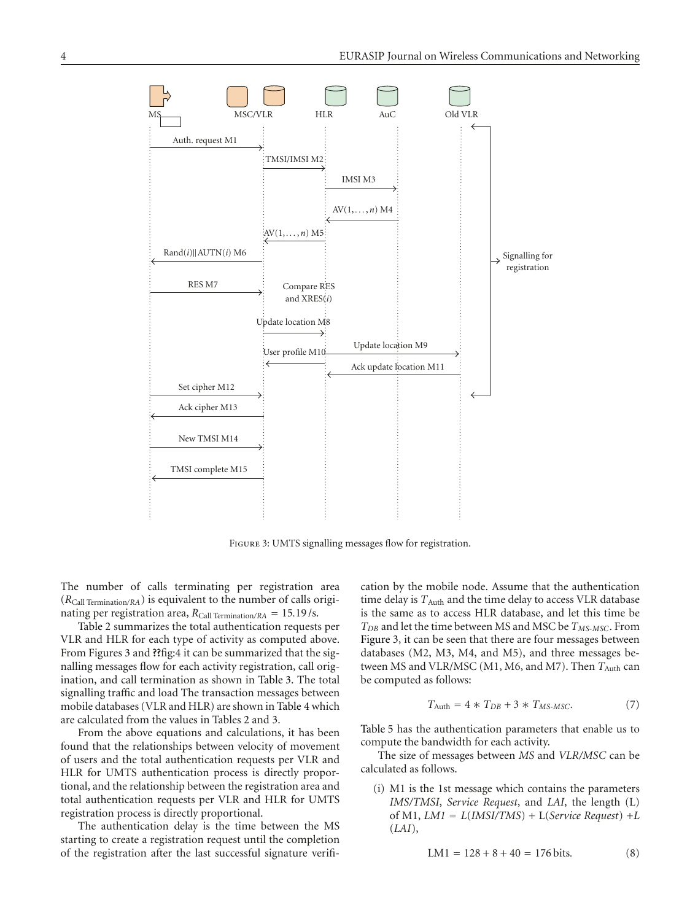Figure 3: UMTS signalling messages flow for registration.

The number of calls terminating per registration area ($R_{\text{Call Termination}/RA}$) is equivalent to the number of calls originating per registration area, $R_{\text{Call Termination}/RA} = 15.19$/s.

Table 2 summarizes the total authentication requests per VLR and HLR for each type of activity as computed above. From Figures 3 and ??fig:4 it can be summarized that the signalling messages flow for each activity registration, call origination, and call termination as shown in Table 3. The total signalling traffic and load The transaction messages between mobile databases (VLR and HLR) are shown in Table 4 which are calculated from the values in Tables 2 and 3.

From the above equations and calculations, it has been found that the relationships between velocity of movement of users and the total authentication requests per VLR and HLR for UMTS authentication process is directly proportional, and the relationship between the registration area and total authentication requests per VLR and HLR for UMTS registration process is directly proportional.

The authentication delay is the time between the MS starting to create a registration request until the completion of the registration after the last successful signature verification by the mobile node. Assume that the authentication time delay is $T_{\text{Auth}}$ and the time delay to access VLR database is the same as to access HLR database, and let this time be $T_{DB}$ and let the time between MS and MSC be $T_{MS\text{-}MSC}$. From Figure 3, it can be seen that there are four messages between databases (M2, M3, M4, and M5), and three messages between MS and VLR/MSC (M1, M6, and M7). Then $T_{\text{Auth}}$ can be computed as follows:

$$T_{\text{Auth}} = 4 * T_{DB} + 3 * T_{MS\text{-}MSC}. \tag{7}$$

Table 5 has the authentication parameters that enable us to compute the bandwidth for each activity.

The size of messages between *MS* and *VLR/MSC* can be calculated as follows.

(i) M1 is the 1st message which contains the parameters *IMS/TMSI*, *Service Request*, and *LAI*, the length (L) of M1, *LM1* = *L*(*IMSI/TMS*) + L(*Service Request*) +*L* (*LAI*),

$$\text{LM1} = 128 + 8 + 40 = 176\,\text{bits}. \tag{8}$$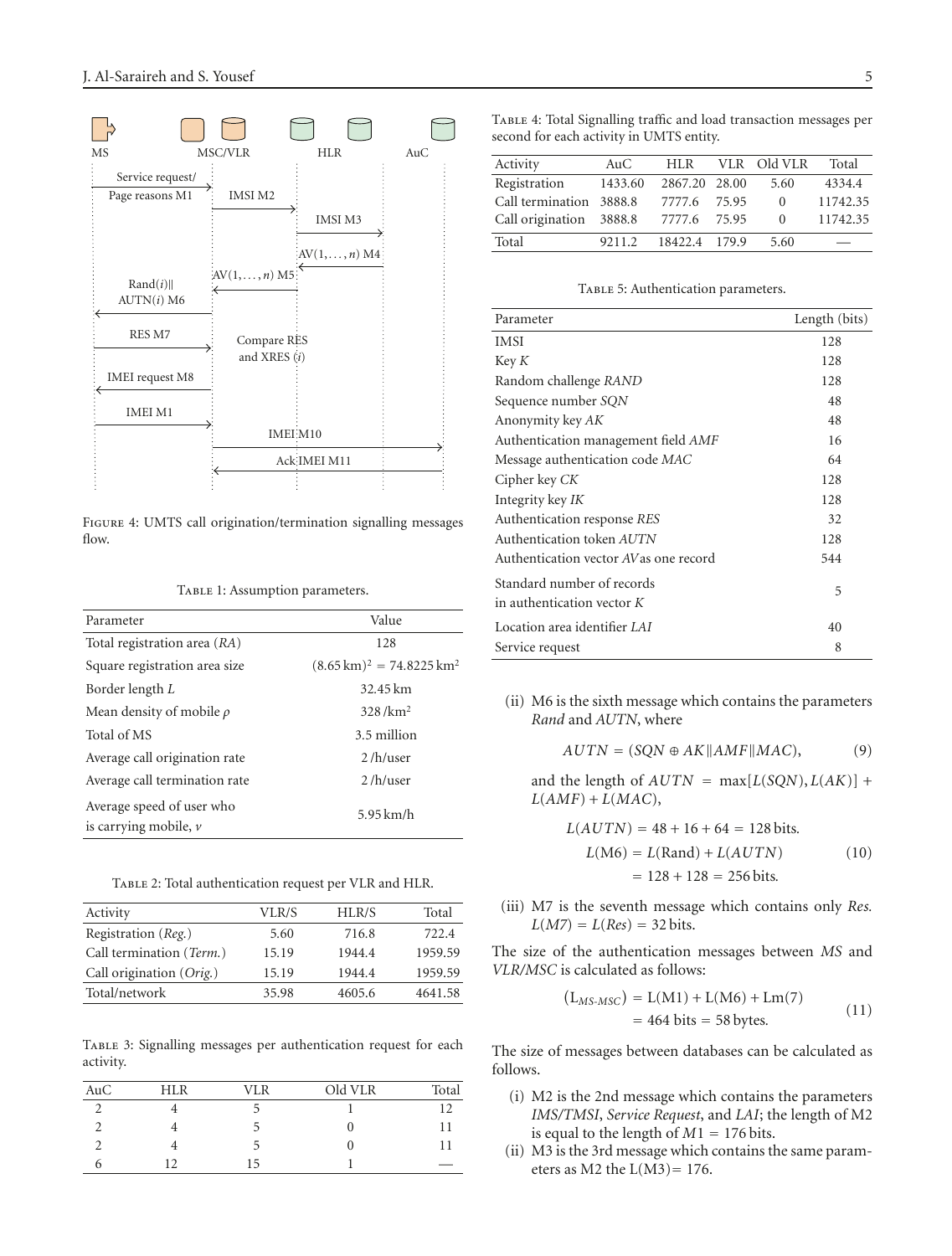Figure 4: UMTS call origination/termination signalling messages flow.

Table 1: Assumption parameters.

| Parameter | Value |
|---|---|
| Total registration area (*RA*) | 128 |
| Square registration area size | $(8.65\,\text{km})^2 = 74.8225\,\text{km}^2$ |
| Border length *L* | 32.45 km |
| Mean density of mobile $\rho$ | 328 /km$^2$ |
| Total of MS | 3.5 million |
| Average call origination rate | 2 /h/user |
| Average call termination rate | 2 /h/user |
| Average speed of user who is carrying mobile, *v* | 5.95 km/h |

Table 2: Total authentication request per VLR and HLR.

| Activity | VLR/S | HLR/S | Total |
|---|---|---|---|
| Registration (*Reg.*) | 5.60 | 716.8 | 722.4 |
| Call termination (*Term.*) | 15.19 | 1944.4 | 1959.59 |
| Call origination (*Orig.*) | 15.19 | 1944.4 | 1959.59 |
| Total/network | 35.98 | 4605.6 | 4641.58 |

Table 3: Signalling messages per authentication request for each activity.

| AuC | HLR | VLR | Old VLR | Total |
|---|---|---|---|---|
| 2 | 4 | 5 | 1 | 12 |
| 2 | 4 | 5 | 0 | 11 |
| 2 | 4 | 5 | 0 | 11 |
| 6 | 12 | 15 | 1 | — |

Table 4: Total Signalling traffic and load transaction messages per second for each activity in UMTS entity.

| Activity | AuC | HLR | VLR | Old VLR | Total |
|---|---|---|---|---|---|
| Registration | 1433.60 | 2867.20 | 28.00 | 5.60 | 4334.4 |
| Call termination | 3888.8 | 7777.6 | 75.95 | 0 | 11742.35 |
| Call origination | 3888.8 | 7777.6 | 75.95 | 0 | 11742.35 |
| Total | 9211.2 | 18422.4 | 179.9 | 5.60 | — |

Table 5: Authentication parameters.

| Parameter | Length (bits) |
|---|---|
| IMSI | 128 |
| Key *K* | 128 |
| Random challenge *RAND* | 128 |
| Sequence number *SQN* | 48 |
| Anonymity key *AK* | 48 |
| Authentication management field *AMF* | 16 |
| Message authentication code *MAC* | 64 |
| Cipher key *CK* | 128 |
| Integrity key *IK* | 128 |
| Authentication response *RES* | 32 |
| Authentication token *AUTN* | 128 |
| Authentication vector *AV* as one record | 544 |
| Standard number of records in authentication vector *K* | 5 |
| Location area identifier *LAI* | 40 |
| Service request | 8 |

(ii) M6 is the sixth message which contains the parameters *Rand* and *AUTN*, where

$$AUTN = (SQN \oplus AK \| AMF \| MAC), \tag{9}$$

and the length of $AUTN = \max[L(SQN), L(AK)] + L(AMF) + L(MAC)$,

$$\begin{aligned} L(AUTN) &= 48 + 16 + 64 = 128\,\text{bits.} \\ L(\text{M6}) &= L(\text{Rand}) + L(AUTN) \\ &= 128 + 128 = 256\,\text{bits.} \end{aligned} \tag{10}$$

(iii) M7 is the seventh message which contains only *Res.* $L(M7) = L(Res) = 32$ bits.

The size of the authentication messages between *MS* and *VLR/MSC* is calculated as follows:

$$\begin{aligned} (\text{L}_{MS\text{-}MSC}) &= \text{L(M1)} + \text{L(M6)} + \text{Lm(7)} \\ &= 464\ \text{bits} = 58\,\text{bytes.} \end{aligned} \tag{11}$$

The size of messages between databases can be calculated as follows.

(i) M2 is the 2nd message which contains the parameters *IMS/TMSI*, *Service Request*, and *LAI*; the length of M2 is equal to the length of $M1 = 176$ bits.

(ii) M3 is the 3rd message which contains the same parameters as M2 the L(M3) = 176.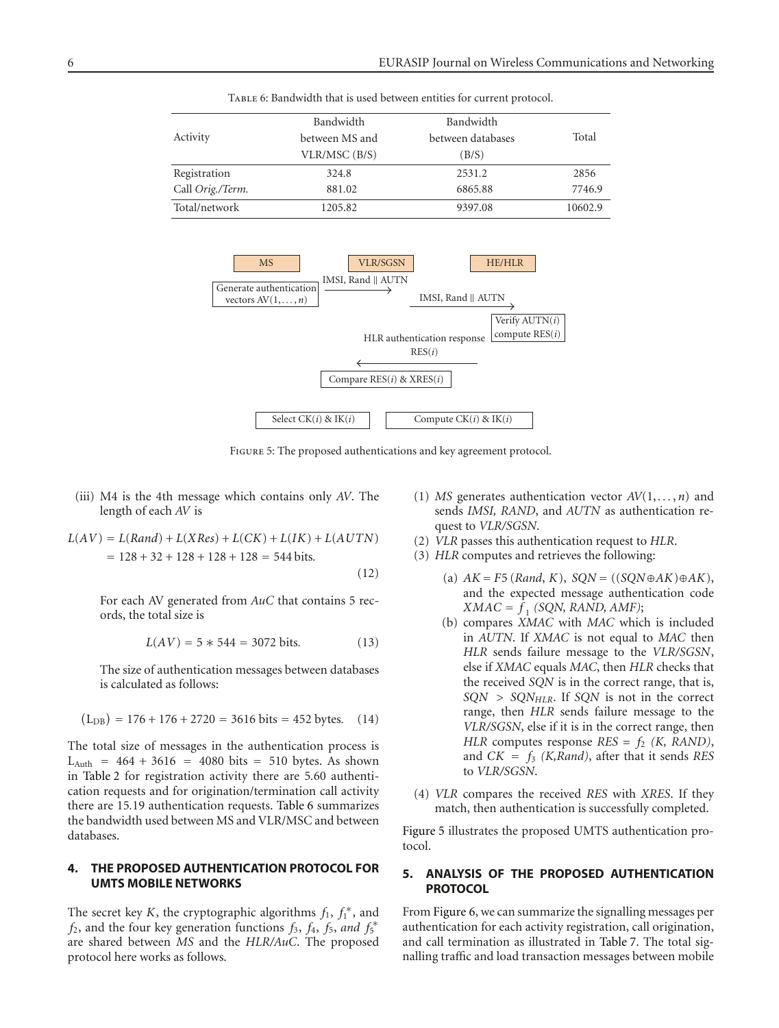Table 6: Bandwidth that is used between entities for current protocol.

| Activity | Bandwidth between MS and VLR/MSC (B/S) | Bandwidth between databases (B/S) | Total |
|---|---|---|---|
| Registration | 324.8 | 2531.2 | 2856 |
| Call *Orig./Term.* | 881.02 | 6865.88 | 7746.9 |
| Total/network | 1205.82 | 9397.08 | 10602.9 |

Figure 5: The proposed authentications and key agreement protocol.

(iii) M4 is the 4th message which contains only *AV*. The length of each *AV* is

$$L(AV) = L(Rand) + L(XRes) + L(CK) + L(IK) + L(AUTN)$$
$$= 128 + 32 + 128 + 128 + 128 = 544 \text{ bits.} \quad (12)$$

For each AV generated from *AuC* that contains 5 records, the total size is

$$L(AV) = 5 * 544 = 3072 \text{ bits.} \quad (13)$$

The size of authentication messages between databases is calculated as follows:

$$(L_{DB}) = 176 + 176 + 2720 = 3616 \text{ bits} = 452 \text{ bytes.} \quad (14)$$

The total size of messages in the authentication process is $L_{Auth} = 464 + 3616 = 4080$ bits $= 510$ bytes. As shown in Table 2 for registration activity there are 5.60 authentication requests and for origination/termination call activity there are 15.19 authentication requests. Table 6 summarizes the bandwidth used between MS and VLR/MSC and between databases.

## 4. THE PROPOSED AUTHENTICATION PROTOCOL FOR UMTS MOBILE NETWORKS

The secret key $K$, the cryptographic algorithms $f_1$, $f_1^*$, and $f_2$, and the four key generation functions $f_3$, $f_4$, $f_5$, *and* $f_5^*$ are shared between *MS* and the *HLR/AuC*. The proposed protocol here works as follows.

(1) *MS* generates authentication vector $AV(1, \dots, n)$ and sends *IMSI, RAND*, and *AUTN* as authentication request to *VLR/SGSN*.

(2) *VLR* passes this authentication request to *HLR*.

(3) *HLR* computes and retrieves the following:

 (a) $AK = F5\,(Rand, K)$, $SQN = ((SQN \oplus AK) \oplus AK)$, and the expected message authentication code $XMAC = f_1\,(SQN, RAND, AMF)$;

 (b) compares *XMAC* with *MAC* which is included in *AUTN*. If *XMAC* is not equal to *MAC* then *HLR* sends failure message to the *VLR/SGSN*, else if *XMAC* equals *MAC*, then *HLR* checks that the received *SQN* is in the correct range, that is, $SQN > SQN_{HLR}$. If *SQN* is not in the correct range, then *HLR* sends failure message to the *VLR/SGSN*, else if it is in the correct range, then *HLR* computes response $RES = f_2\,(K, RAND)$, and $CK = f_3\,(K, Rand)$, after that it sends *RES* to *VLR/SGSN*.

(4) *VLR* compares the received *RES* with *XRES*. If they match, then authentication is successfully completed.

Figure 5 illustrates the proposed UMTS authentication protocol.

## 5. ANALYSIS OF THE PROPOSED AUTHENTICATION PROTOCOL

From Figure 6, we can summarize the signalling messages per authentication for each activity registration, call origination, and call termination as illustrated in Table 7. The total signalling traffic and load transaction messages between mobile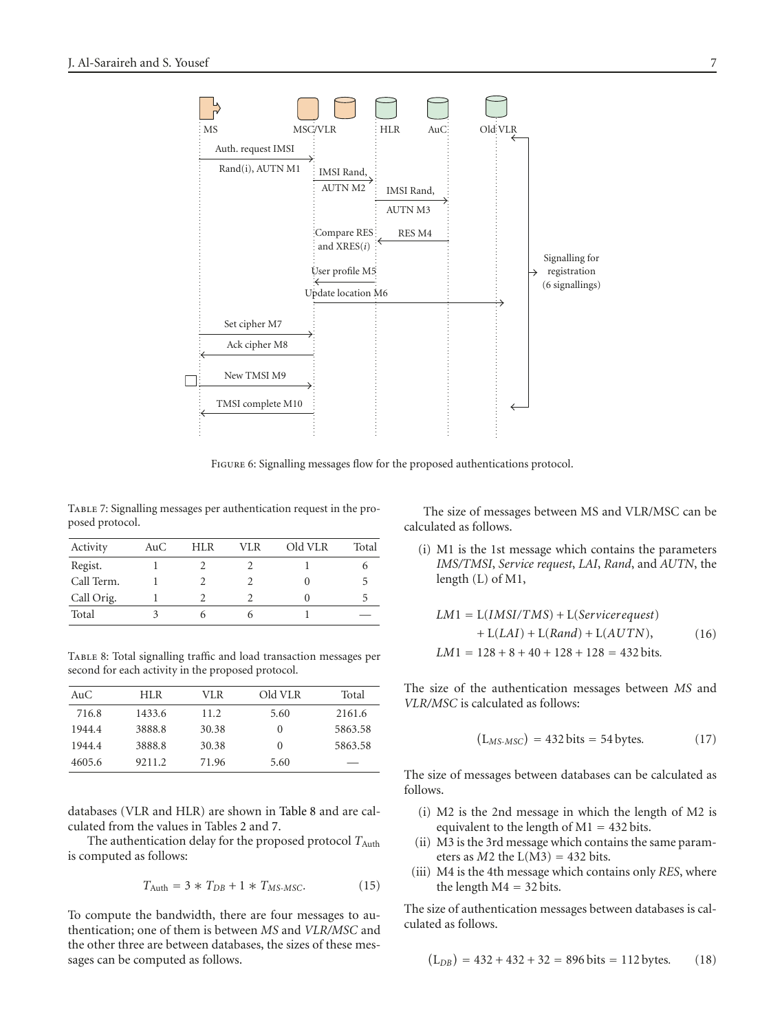Figure 6: Signalling messages flow for the proposed authentications protocol.

Table 7: Signalling messages per authentication request in the proposed protocol.

| Activity | AuC | HLR | VLR | Old VLR | Total |
|---|---|---|---|---|---|
| Regist. | 1 | 2 | 2 | 1 | 6 |
| Call Term. | 1 | 2 | 2 | 0 | 5 |
| Call Orig. | 1 | 2 | 2 | 0 | 5 |
| Total | 3 | 6 | 6 | 1 | — |

Table 8: Total signalling traffic and load transaction messages per second for each activity in the proposed protocol.

| AuC | HLR | VLR | Old VLR | Total |
|---|---|---|---|---|
| 716.8 | 1433.6 | 11.2 | 5.60 | 2161.6 |
| 1944.4 | 3888.8 | 30.38 | 0 | 5863.58 |
| 1944.4 | 3888.8 | 30.38 | 0 | 5863.58 |
| 4605.6 | 9211.2 | 71.96 | 5.60 | — |

databases (VLR and HLR) are shown in Table 8 and are calculated from the values in Tables 2 and 7.

The authentication delay for the proposed protocol $T_{\text{Auth}}$ is computed as follows:

$$T_{\text{Auth}} = 3 * T_{DB} + 1 * T_{MS\text{-}MSC}. \tag{15}$$

To compute the bandwidth, there are four messages to authentication; one of them is between *MS* and *VLR/MSC* and the other three are between databases, the sizes of these messages can be computed as follows.

The size of messages between MS and VLR/MSC can be calculated as follows.

(i) M1 is the 1st message which contains the parameters *IMS/TMSI*, *Service request*, *LAI*, *Rand*, and *AUTN*, the length (L) of M1,

$$\begin{aligned} LM1 &= \text{L}(IMSI/TMS) + \text{L}(Servicerequest) \\ &\quad + \text{L}(LAI) + \text{L}(Rand) + \text{L}(AUTN), \\ LM1 &= 128 + 8 + 40 + 128 + 128 = 432\,\text{bits}. \end{aligned} \tag{16}$$

The size of the authentication messages between *MS* and *VLR/MSC* is calculated as follows:

$$(\text{L}_{MS\text{-}MSC}) = 432\,\text{bits} = 54\,\text{bytes}. \tag{17}$$

The size of messages between databases can be calculated as follows.

(i) M2 is the 2nd message in which the length of M2 is equivalent to the length of M1 = 432 bits.

(ii) M3 is the 3rd message which contains the same parameters as *M2* the L(M3) = 432 bits.

(iii) M4 is the 4th message which contains only *RES*, where the length M4 = 32 bits.

The size of authentication messages between databases is calculated as follows.

$$(\text{L}_{DB}) = 432 + 432 + 32 = 896\,\text{bits} = 112\,\text{bytes}. \tag{18}$$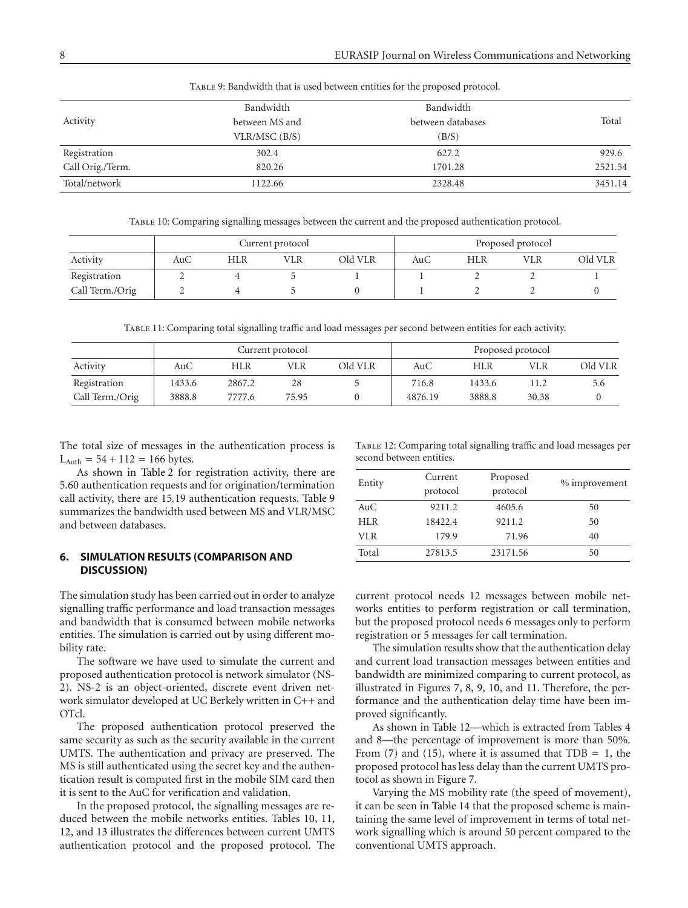Table 9: Bandwidth that is used between entities for the proposed protocol.

| Activity | Bandwidth between MS and VLR/MSC (B/S) | Bandwidth between databases (B/S) | Total |
|---|---|---|---|
| Registration | 302.4 | 627.2 | 929.6 |
| Call Orig./Term. | 820.26 | 1701.28 | 2521.54 |
| Total/network | 1122.66 | 2328.48 | 3451.14 |

Table 10: Comparing signalling messages between the current and the proposed authentication protocol.

| | Current protocol | | | | Proposed protocol | | | |
|---|---|---|---|---|---|---|---|---|
| Activity | AuC | HLR | VLR | Old VLR | AuC | HLR | VLR | Old VLR |
| Registration | 2 | 4 | 5 | 1 | 1 | 2 | 2 | 1 |
| Call Term./Orig | 2 | 4 | 5 | 0 | 1 | 2 | 2 | 0 |

Table 11: Comparing total signalling traffic and load messages per second between entities for each activity.

| | Current protocol | | | | Proposed protocol | | | |
|---|---|---|---|---|---|---|---|---|
| Activity | AuC | HLR | VLR | Old VLR | AuC | HLR | VLR | Old VLR |
| Registration | 1433.6 | 2867.2 | 28 | 5 | 716.8 | 1433.6 | 11.2 | 5.6 |
| Call Term./Orig | 3888.8 | 7777.6 | 75.95 | 0 | 4876.19 | 3888.8 | 30.38 | 0 |

The total size of messages in the authentication process is $L_{Auth} = 54 + 112 = 166$ bytes.

As shown in Table 2 for registration activity, there are 5.60 authentication requests and for origination/termination call activity, there are 15.19 authentication requests. Table 9 summarizes the bandwidth used between MS and VLR/MSC and between databases.

## 6. SIMULATION RESULTS (COMPARISON AND DISCUSSION)

The simulation study has been carried out in order to analyze signalling traffic performance and load transaction messages and bandwidth that is consumed between mobile networks entities. The simulation is carried out by using different mobility rate.

The software we have used to simulate the current and proposed authentication protocol is network simulator (NS-2). NS-2 is an object-oriented, discrete event driven network simulator developed at UC Berkely written in C++ and OTcl.

The proposed authentication protocol preserved the same security as such as the security available in the current UMTS. The authentication and privacy are preserved. The MS is still authenticated using the secret key and the authentication result is computed first in the mobile SIM card then it is sent to the AuC for verification and validation.

In the proposed protocol, the signalling messages are reduced between the mobile networks entities. Tables 10, 11, 12, and 13 illustrates the differences between current UMTS authentication protocol and the proposed protocol. The current protocol needs 12 messages between mobile networks entities to perform registration or call termination, but the proposed protocol needs 6 messages only to perform registration or 5 messages for call termination.

Table 12: Comparing total signalling traffic and load messages per second between entities.

| Entity | Current protocol | Proposed protocol | % improvement |
|---|---|---|---|
| AuC | 9211.2 | 4605.6 | 50 |
| HLR | 18422.4 | 9211.2 | 50 |
| VLR | 179.9 | 71.96 | 40 |
| Total | 27813.5 | 23171.56 | 50 |

The simulation results show that the authentication delay and current load transaction messages between entities and bandwidth are minimized comparing to current protocol, as illustrated in Figures 7, 8, 9, 10, and 11. Therefore, the performance and the authentication delay time have been improved significantly.

As shown in Table 12—which is extracted from Tables 4 and 8—the percentage of improvement is more than 50%. From (7) and (15), where it is assumed that TDB = 1, the proposed protocol has less delay than the current UMTS protocol as shown in Figure 7.

Varying the MS mobility rate (the speed of movement), it can be seen in Table 14 that the proposed scheme is maintaining the same level of improvement in terms of total network signalling which is around 50 percent compared to the conventional UMTS approach.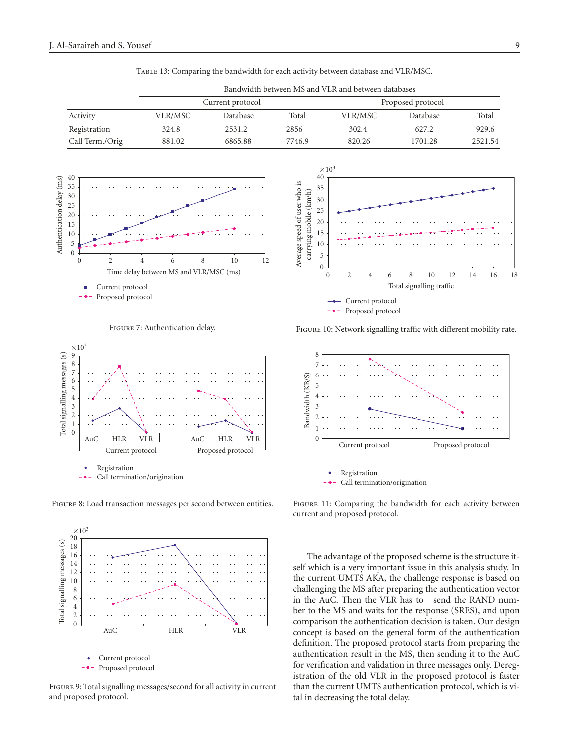Table 13: Comparing the bandwidth for each activity between database and VLR/MSC.

| | Bandwidth between MS and VLR and between databases | | | | | |
|---|---|---|---|---|---|---|
| | Current protocol | | | Proposed protocol | | |
| Activity | VLR/MSC | Database | Total | VLR/MSC | Database | Total |
| Registration | 324.8 | 2531.2 | 2856 | 302.4 | 627.2 | 929.6 |
| Call Term./Orig | 881.02 | 6865.88 | 7746.9 | 820.26 | 1701.28 | 2521.54 |

Figure 7: Authentication delay.

Figure 10: Network signalling traffic with different mobility rate.

Figure 8: Load transaction messages per second between entities.

Figure 11: Comparing the bandwidth for each activity between current and proposed protocol.

Figure 9: Total signalling messages/second for all activity in current and proposed protocol.

The advantage of the proposed scheme is the structure itself which is a very important issue in this analysis study. In the current UMTS AKA, the challenge response is based on challenging the MS after preparing the authentication vector in the AuC. Then the VLR has to send the RAND number to the MS and waits for the response (SRES), and upon comparison the authentication decision is taken. Our design concept is based on the general form of the authentication definition. The proposed protocol starts from preparing the authentication result in the MS, then sending it to the AuC for verification and validation in three messages only. Deregistration of the old VLR in the proposed protocol is faster than the current UMTS authentication protocol, which is vital in decreasing the total delay.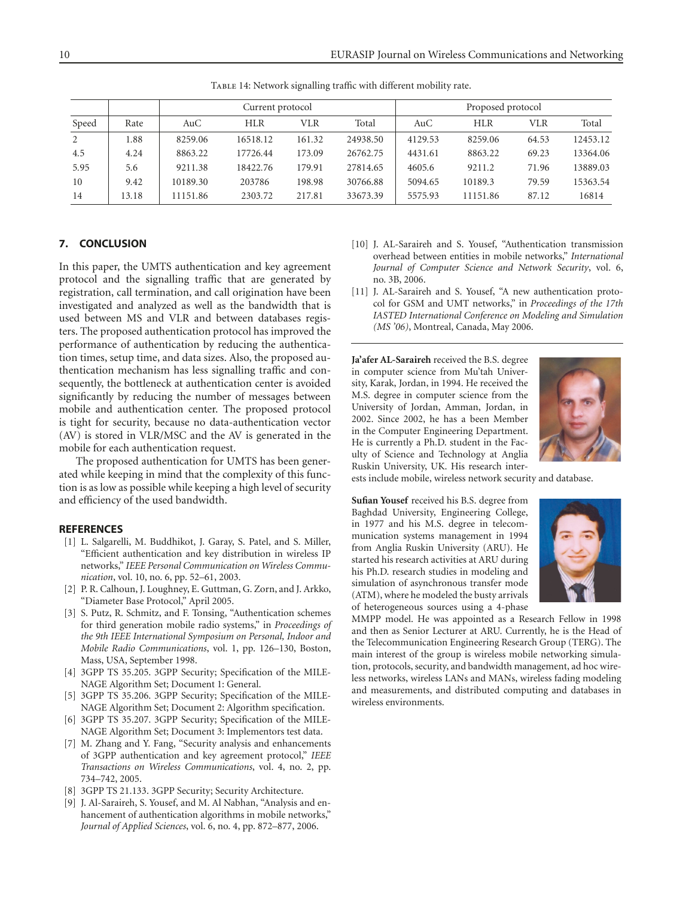Table 14: Network signalling traffic with different mobility rate.

| | | Current protocol | | | | Proposed protocol | | | |
|---|---|---|---|---|---|---|---|---|---|
| Speed | Rate | AuC | HLR | VLR | Total | AuC | HLR | VLR | Total |
| 2 | 1.88 | 8259.06 | 16518.12 | 161.32 | 24938.50 | 4129.53 | 8259.06 | 64.53 | 12453.12 |
| 4.5 | 4.24 | 8863.22 | 17726.44 | 173.09 | 26762.75 | 4431.61 | 8863.22 | 69.23 | 13364.06 |
| 5.95 | 5.6 | 9211.38 | 18422.76 | 179.91 | 27814.65 | 4605.6 | 9211.2 | 71.96 | 13889.03 |
| 10 | 9.42 | 10189.30 | 203786 | 198.98 | 30766.88 | 5094.65 | 10189.3 | 79.59 | 15363.54 |
| 14 | 13.18 | 11151.86 | 2303.72 | 217.81 | 33673.39 | 5575.93 | 11151.86 | 87.12 | 16814 |

## 7. CONCLUSION

In this paper, the UMTS authentication and key agreement protocol and the signalling traffic that are generated by registration, call termination, and call origination have been investigated and analyzed as well as the bandwidth that is used between MS and VLR and between databases registers. The proposed authentication protocol has improved the performance of authentication by reducing the authentication times, setup time, and data sizes. Also, the proposed authentication mechanism has less signalling traffic and consequently, the bottleneck at authentication center is avoided significantly by reducing the number of messages between mobile and authentication center. The proposed protocol is tight for security, because no data-authentication vector (AV) is stored in VLR/MSC and the AV is generated in the mobile for each authentication request.

The proposed authentication for UMTS has been generated while keeping in mind that the complexity of this function is as low as possible while keeping a high level of security and efficiency of the used bandwidth.

## REFERENCES

[1] L. Salgarelli, M. Buddhikot, J. Garay, S. Patel, and S. Miller, "Efficient authentication and key distribution in wireless IP networks," *IEEE Personal Communication on Wireless Communication*, vol. 10, no. 6, pp. 52–61, 2003.

[2] P. R. Calhoun, J. Loughney, E. Guttman, G. Zorn, and J. Arkko, "Diameter Base Protocol," April 2005.

[3] S. Putz, R. Schmitz, and F. Tonsing, "Authentication schemes for third generation mobile radio systems," in *Proceedings of the 9th IEEE International Symposium on Personal, Indoor and Mobile Radio Communications*, vol. 1, pp. 126–130, Boston, Mass, USA, September 1998.

[4] 3GPP TS 35.205. 3GPP Security; Specification of the MILENAGE Algorithm Set; Document 1: General.

[5] 3GPP TS 35.206. 3GPP Security; Specification of the MILENAGE Algorithm Set; Document 2: Algorithm specification.

[6] 3GPP TS 35.207. 3GPP Security; Specification of the MILENAGE Algorithm Set; Document 3: Implementors test data.

[7] M. Zhang and Y. Fang, "Security analysis and enhancements of 3GPP authentication and key agreement protocol," *IEEE Transactions on Wireless Communications*, vol. 4, no. 2, pp. 734–742, 2005.

[8] 3GPP TS 21.133. 3GPP Security; Security Architecture.

[9] J. Al-Saraireh, S. Yousef, and M. Al Nabhan, "Analysis and enhancement of authentication algorithms in mobile networks," *Journal of Applied Sciences*, vol. 6, no. 4, pp. 872–877, 2006.

[10] J. AL-Saraireh and S. Yousef, "Authentication transmission overhead between entities in mobile networks," *International Journal of Computer Science and Network Security*, vol. 6, no. 3B, 2006.

[11] J. AL-Saraireh and S. Yousef, "A new authentication protocol for GSM and UMT networks," in *Proceedings of the 17th IASTED International Conference on Modeling and Simulation (MS '06)*, Montreal, Canada, May 2006.

**Ja'afer AL-Saraireh** received the B.S. degree in computer science from Mu'tah University, Karak, Jordan, in 1994. He received the M.S. degree in computer science from the University of Jordan, Amman, Jordan, in 2002. Since 2002, he has a been Member in the Computer Engineering Department. He is currently a Ph.D. student in the Faculty of Science and Technology at Anglia Ruskin University, UK. His research interests include mobile, wireless network security and database.

**Sufian Yousef** received his B.S. degree from Baghdad University, Engineering College, in 1977 and his M.S. degree in telecommunication systems management in 1994 from Anglia Ruskin University (ARU). He started his research activities at ARU during his Ph.D. research studies in modeling and simulation of asynchronous transfer mode (ATM), where he modeled the busty arrivals of heterogeneous sources using a 4-phase MMPP model. He was appointed as a Research Fellow in 1998 and then as Senior Lecturer at ARU. Currently, he is the Head of the Telecommunication Engineering Research Group (TERG). The main interest of the group is wireless mobile networking simulation, protocols, security, and bandwidth management, ad hoc wireless networks, wireless LANs and MANs, wireless fading modeling and measurements, and distributed computing and databases in wireless environments.